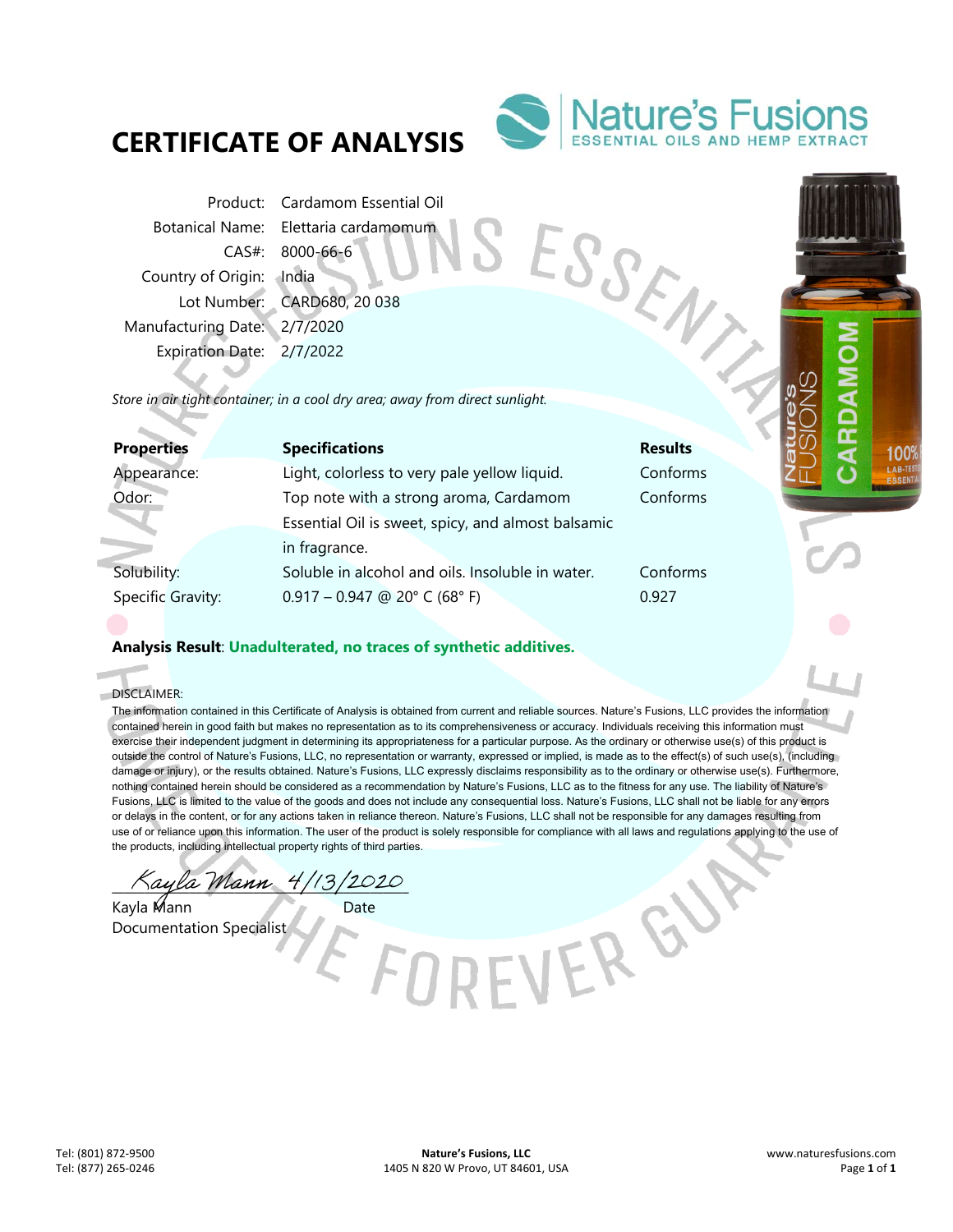# CERTIFICATE OF ANALYSIS

Nature's Fusions
ESSENTIAL OILS AND HEMP EXTRACT

| | |
|---|---|
| Product: | Cardamom Essential Oil |
| Botanical Name: | Elettaria cardamomum |
| CAS#: | 8000-66-6 |
| Country of Origin: | India |
| Lot Number: | CARD680, 20 038 |
| Manufacturing Date: | 2/7/2020 |
| Expiration Date: | 2/7/2022 |

*Store in air tight container; in a cool dry area; away from direct sunlight.*

| Properties | Specifications | Results |
|---|---|---|
| Appearance: | Light, colorless to very pale yellow liquid. | Conforms |
| Odor: | Top note with a strong aroma, Cardamom Essential Oil is sweet, spicy, and almost balsamic in fragrance. | Conforms |
| Solubility: | Soluble in alcohol and oils. Insoluble in water. | Conforms |
| Specific Gravity: | 0.917 – 0.947 @ 20° C (68° F) | 0.927 |

**Analysis Result**: **Unadulterated, no traces of synthetic additives.**

DISCLAIMER:

The information contained in this Certificate of Analysis is obtained from current and reliable sources. Nature's Fusions, LLC provides the information contained herein in good faith but makes no representation as to its comprehensiveness or accuracy. Individuals receiving this information must exercise their independent judgment in determining its appropriateness for a particular purpose. As the ordinary or otherwise use(s) of this product is outside the control of Nature's Fusions, LLC, no representation or warranty, expressed or implied, is made as to the effect(s) of such use(s), (including damage or injury), or the results obtained. Nature's Fusions, LLC expressly disclaims responsibility as to the ordinary or otherwise use(s). Furthermore, nothing contained herein should be considered as a recommendation by Nature's Fusions, LLC as to the fitness for any use. The liability of Nature's Fusions, LLC is limited to the value of the goods and does not include any consequential loss. Nature's Fusions, LLC shall not be liable for any errors or delays in the content, or for any actions taken in reliance thereon. Nature's Fusions, LLC shall not be responsible for any damages resulting from use of or reliance upon this information. The user of the product is solely responsible for compliance with all laws and regulations applying to the use of the products, including intellectual property rights of third parties.

*Kayla Mann* 4/13/2020

Kayla Mann — Date

Documentation Specialist

Tel: (801) 872-9500
Tel: (877) 265-0246

**Nature's Fusions, LLC**
1405 N 820 W Provo, UT 84601, USA

www.naturesfusions.com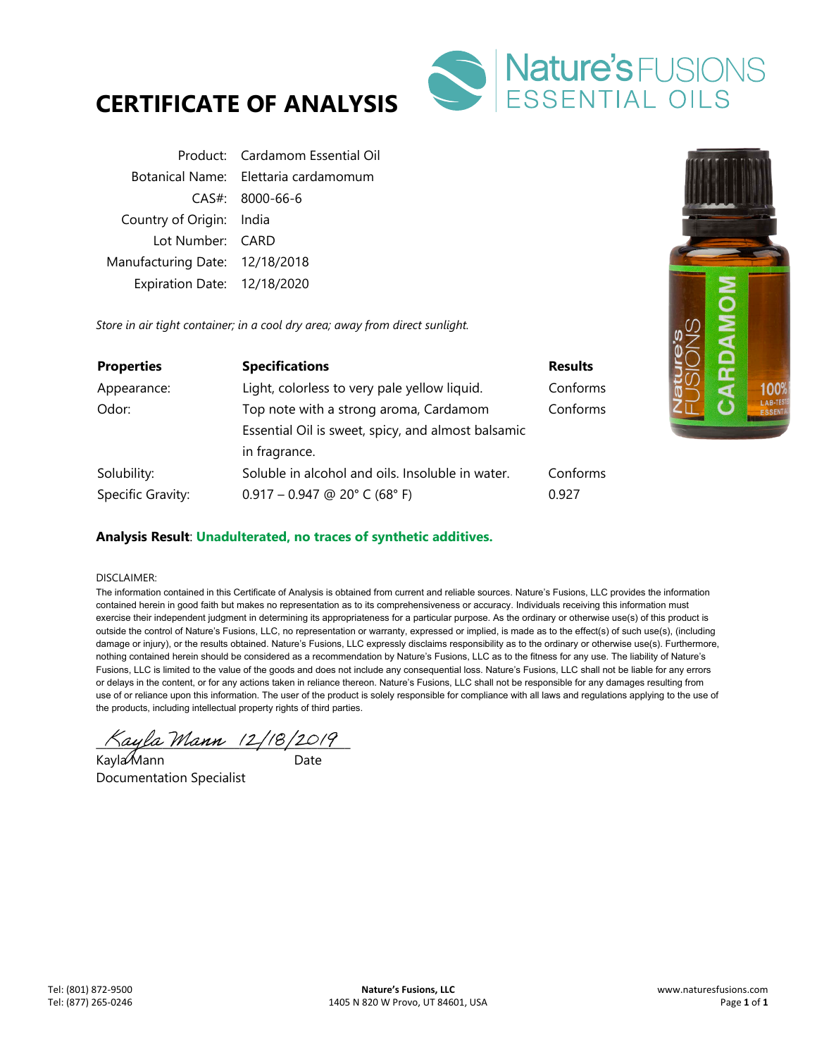# CERTIFICATE OF ANALYSIS

Nature's FUSIONS ESSENTIAL OILS

| | |
|---|---|
| Product: | Cardamom Essential Oil |
| Botanical Name: | Elettaria cardamomum |
| CAS#: | 8000-66-6 |
| Country of Origin: | India |
| Lot Number: | CARD |
| Manufacturing Date: | 12/18/2018 |
| Expiration Date: | 12/18/2020 |

*Store in air tight container; in a cool dry area; away from direct sunlight.*

| **Properties** | **Specifications** | **Results** |
|---|---|---|
| Appearance: | Light, colorless to very pale yellow liquid. | Conforms |
| Odor: | Top note with a strong aroma, Cardamom Essential Oil is sweet, spicy, and almost balsamic in fragrance. | Conforms |
| Solubility: | Soluble in alcohol and oils. Insoluble in water. | Conforms |
| Specific Gravity: | 0.917 – 0.947 @ 20° C (68° F) | 0.927 |

**Analysis Result**: **Unadulterated, no traces of synthetic additives.**

DISCLAIMER:
The information contained in this Certificate of Analysis is obtained from current and reliable sources. Nature's Fusions, LLC provides the information contained herein in good faith but makes no representation as to its comprehensiveness or accuracy. Individuals receiving this information must exercise their independent judgment in determining its appropriateness for a particular purpose. As the ordinary or otherwise use(s) of this product is outside the control of Nature's Fusions, LLC, no representation or warranty, expressed or implied, is made as to the effect(s) of such use(s), (including damage or injury), or the results obtained. Nature's Fusions, LLC expressly disclaims responsibility as to the ordinary or otherwise use(s). Furthermore, nothing contained herein should be considered as a recommendation by Nature's Fusions, LLC as to the fitness for any use. The liability of Nature's Fusions, LLC is limited to the value of the goods and does not include any consequential loss. Nature's Fusions, LLC shall not be liable for any errors or delays in the content, or for any actions taken in reliance thereon. Nature's Fusions, LLC shall not be responsible for any damages resulting from use of or reliance upon this information. The user of the product is solely responsible for compliance with all laws and regulations applying to the use of the products, including intellectual property rights of third parties.

Kayla Mann 12/18/2019

Kayla Mann — Date

Documentation Specialist

Tel: (801) 872-9500
Tel: (877) 265-0246

**Nature's Fusions, LLC**
1405 N 820 W Provo, UT 84601, USA

www.naturesfusions.com